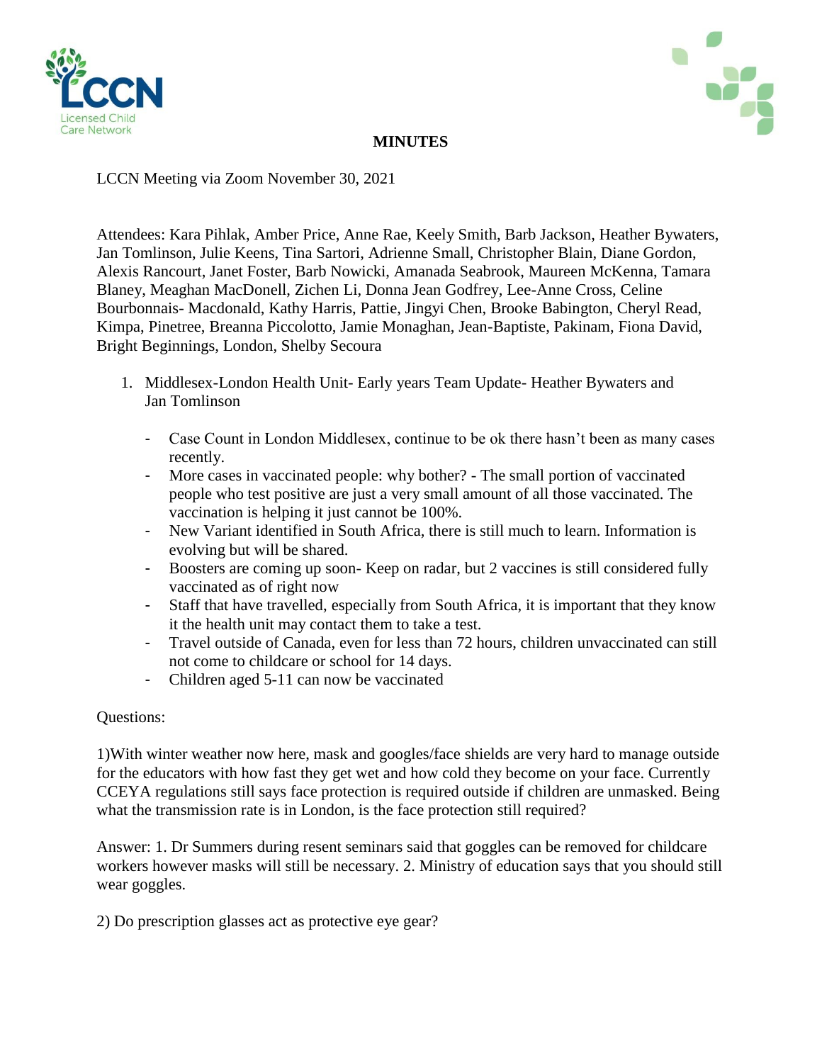# MINUTES

LCCN Meeting via Zoom November 30, 2021

Attendees: Kara Pihlak, Amber Price, Anne Rae, Keely Smith, Barb Jackson, Heather Bywaters, Jan Tomlinson, Julie Keens, Tina Sartori, Adrienne Small, Christopher Blain, Diane Gordon, Alexis Rancourt, Janet Foster, Barb Nowicki, Amanada Seabrook, Maureen McKenna, Tamara Blaney, Meaghan MacDonell, Zichen Li, Donna Jean Godfrey, Lee-Anne Cross, Celine Bourbonnais- Macdonald, Kathy Harris, Pattie, Jingyi Chen, Brooke Babington, Cheryl Read, Kimpa, Pinetree, Breanna Piccolotto, Jamie Monaghan, Jean-Baptiste, Pakinam, Fiona David, Bright Beginnings, London, Shelby Secoura

1. Middlesex-London Health Unit- Early years Team Update- Heather Bywaters and Jan Tomlinson

   - Case Count in London Middlesex, continue to be ok there hasn't been as many cases recently.
   - More cases in vaccinated people: why bother? - The small portion of vaccinated people who test positive are just a very small amount of all those vaccinated. The vaccination is helping it just cannot be 100%.
   - New Variant identified in South Africa, there is still much to learn. Information is evolving but will be shared.
   - Boosters are coming up soon- Keep on radar, but 2 vaccines is still considered fully vaccinated as of right now
   - Staff that have travelled, especially from South Africa, it is important that they know it the health unit may contact them to take a test.
   - Travel outside of Canada, even for less than 72 hours, children unvaccinated can still not come to childcare or school for 14 days.
   - Children aged 5-11 can now be vaccinated

Questions:

1)With winter weather now here, mask and googles/face shields are very hard to manage outside for the educators with how fast they get wet and how cold they become on your face. Currently CCEYA regulations still says face protection is required outside if children are unmasked. Being what the transmission rate is in London, is the face protection still required?

Answer: 1. Dr Summers during resent seminars said that goggles can be removed for childcare workers however masks will still be necessary. 2. Ministry of education says that you should still wear goggles.

2) Do prescription glasses act as protective eye gear?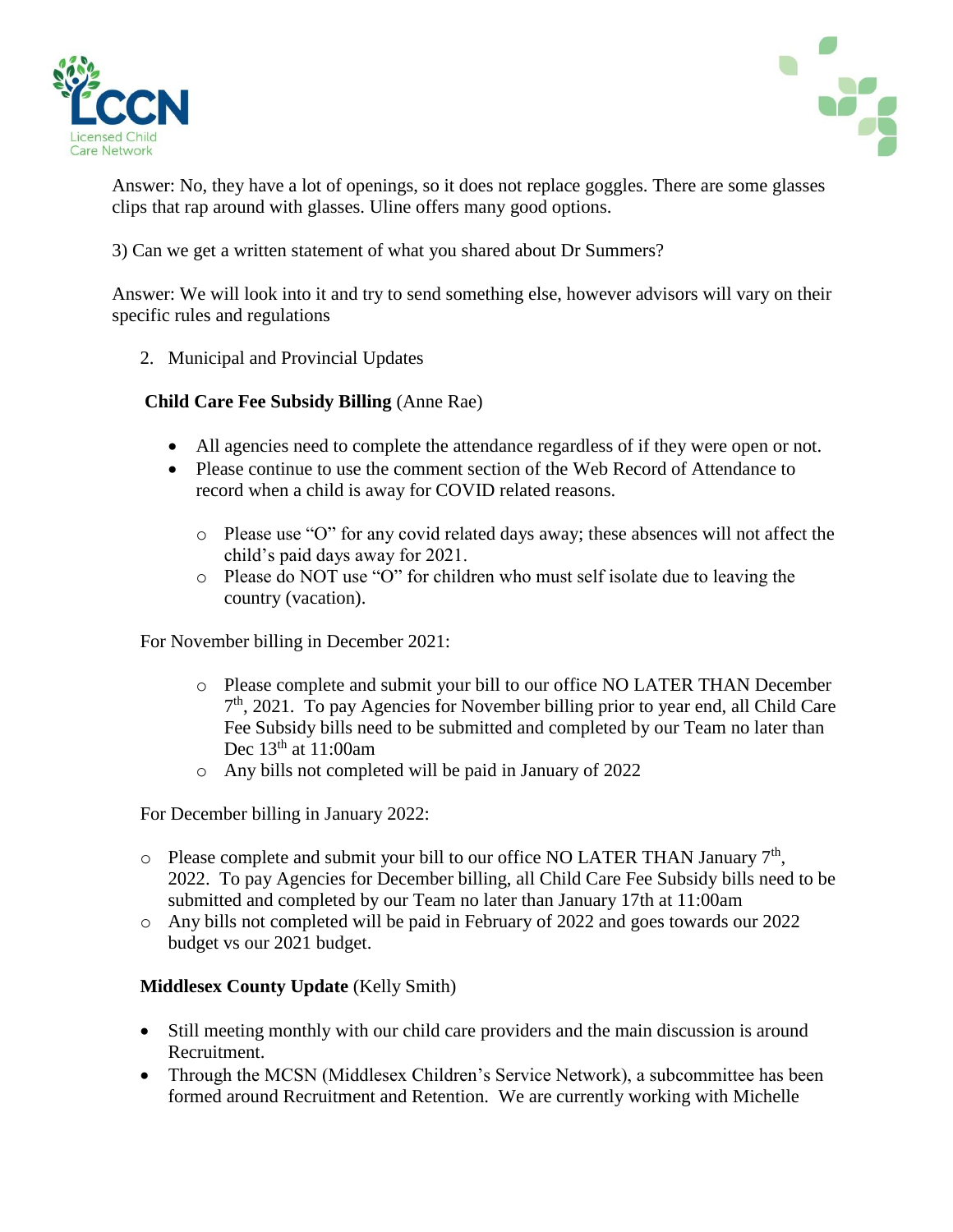Answer: No, they have a lot of openings, so it does not replace goggles. There are some glasses clips that rap around with glasses. Uline offers many good options.

3) Can we get a written statement of what you shared about Dr Summers?

Answer: We will look into it and try to send something else, however advisors will vary on their specific rules and regulations

2. Municipal and Provincial Updates

**Child Care Fee Subsidy Billing** (Anne Rae)

- All agencies need to complete the attendance regardless of if they were open or not.
- Please continue to use the comment section of the Web Record of Attendance to record when a child is away for COVID related reasons.
  - Please use "O" for any covid related days away; these absences will not affect the child's paid days away for 2021.
  - Please do NOT use "O" for children who must self isolate due to leaving the country (vacation).

For November billing in December 2021:

- Please complete and submit your bill to our office NO LATER THAN December 7th, 2021. To pay Agencies for November billing prior to year end, all Child Care Fee Subsidy bills need to be submitted and completed by our Team no later than Dec 13th at 11:00am
- Any bills not completed will be paid in January of 2022

For December billing in January 2022:

- Please complete and submit your bill to our office NO LATER THAN January 7th, 2022. To pay Agencies for December billing, all Child Care Fee Subsidy bills need to be submitted and completed by our Team no later than January 17th at 11:00am
- Any bills not completed will be paid in February of 2022 and goes towards our 2022 budget vs our 2021 budget.

**Middlesex County Update** (Kelly Smith)

- Still meeting monthly with our child care providers and the main discussion is around Recruitment.
- Through the MCSN (Middlesex Children's Service Network), a subcommittee has been formed around Recruitment and Retention. We are currently working with Michelle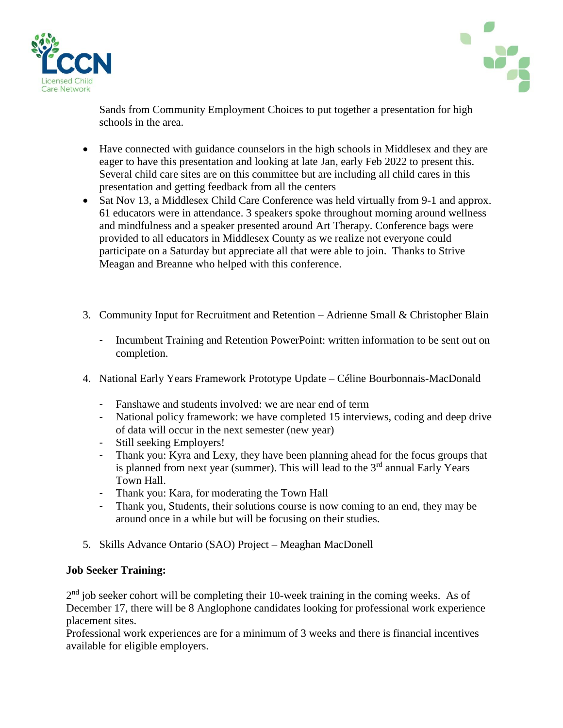Sands from Community Employment Choices to put together a presentation for high schools in the area.

- Have connected with guidance counselors in the high schools in Middlesex and they are eager to have this presentation and looking at late Jan, early Feb 2022 to present this. Several child care sites are on this committee but are including all child cares in this presentation and getting feedback from all the centers
- Sat Nov 13, a Middlesex Child Care Conference was held virtually from 9-1 and approx. 61 educators were in attendance. 3 speakers spoke throughout morning around wellness and mindfulness and a speaker presented around Art Therapy. Conference bags were provided to all educators in Middlesex County as we realize not everyone could participate on a Saturday but appreciate all that were able to join. Thanks to Strive Meagan and Breanne who helped with this conference.

3. Community Input for Recruitment and Retention – Adrienne Small & Christopher Blain

   - Incumbent Training and Retention PowerPoint: written information to be sent out on completion.

4. National Early Years Framework Prototype Update – Céline Bourbonnais-MacDonald

   - Fanshawe and students involved: we are near end of term
   - National policy framework: we have completed 15 interviews, coding and deep drive of data will occur in the next semester (new year)
   - Still seeking Employers!
   - Thank you: Kyra and Lexy, they have been planning ahead for the focus groups that is planned from next year (summer). This will lead to the 3rd annual Early Years Town Hall.
   - Thank you: Kara, for moderating the Town Hall
   - Thank you, Students, their solutions course is now coming to an end, they may be around once in a while but will be focusing on their studies.

5. Skills Advance Ontario (SAO) Project – Meaghan MacDonell

**Job Seeker Training:**

2nd job seeker cohort will be completing their 10-week training in the coming weeks. As of December 17, there will be 8 Anglophone candidates looking for professional work experience placement sites.
Professional work experiences are for a minimum of 3 weeks and there is financial incentives available for eligible employers.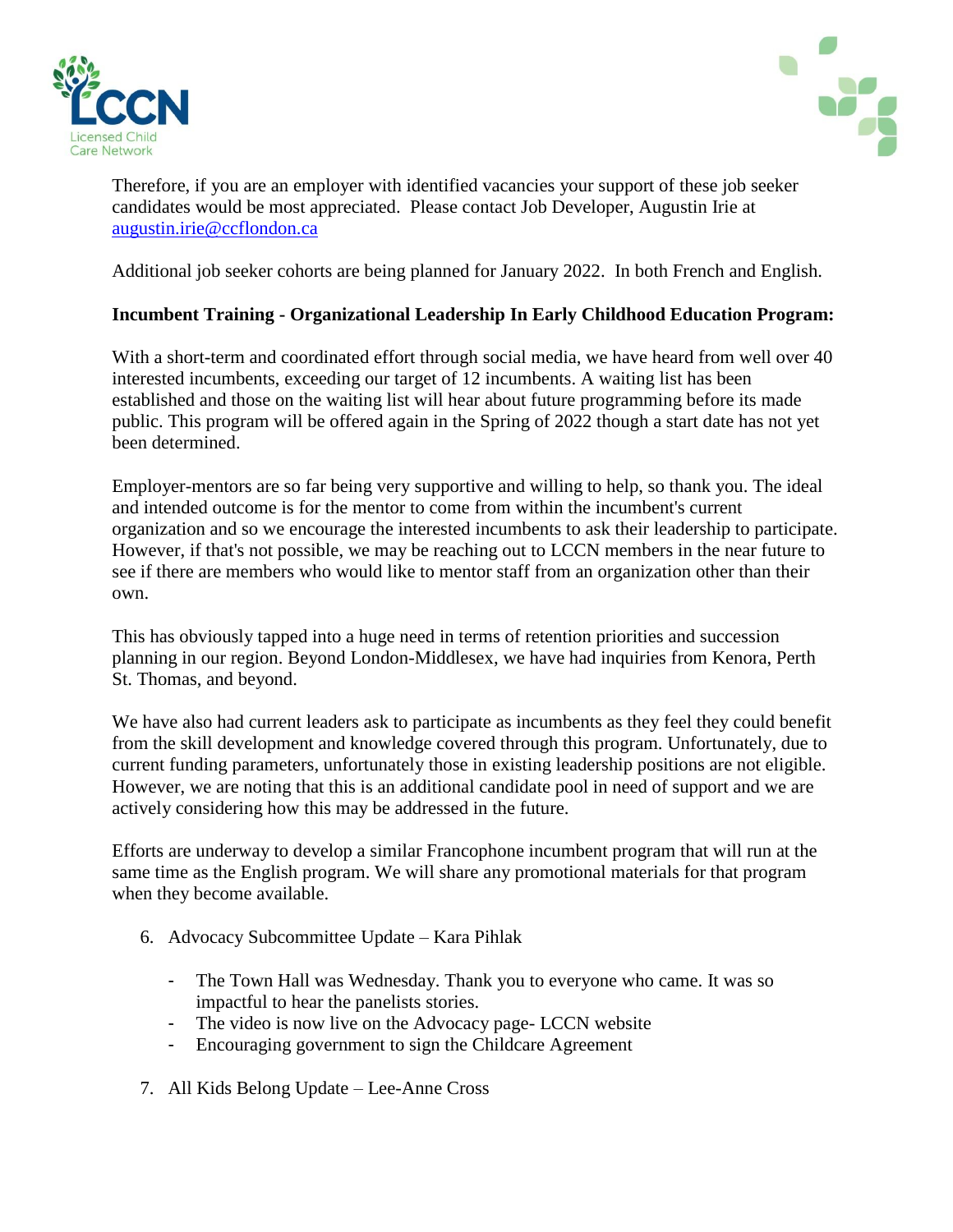Therefore, if you are an employer with identified vacancies your support of these job seeker candidates would be most appreciated. Please contact Job Developer, Augustin Irie at [augustin.irie@ccflondon.ca](mailto:augustin.irie@ccflondon.ca)

Additional job seeker cohorts are being planned for January 2022. In both French and English.

**Incumbent Training - Organizational Leadership In Early Childhood Education Program:**

With a short-term and coordinated effort through social media, we have heard from well over 40 interested incumbents, exceeding our target of 12 incumbents. A waiting list has been established and those on the waiting list will hear about future programming before its made public. This program will be offered again in the Spring of 2022 though a start date has not yet been determined.

Employer-mentors are so far being very supportive and willing to help, so thank you. The ideal and intended outcome is for the mentor to come from within the incumbent's current organization and so we encourage the interested incumbents to ask their leadership to participate. However, if that's not possible, we may be reaching out to LCCN members in the near future to see if there are members who would like to mentor staff from an organization other than their own.

This has obviously tapped into a huge need in terms of retention priorities and succession planning in our region. Beyond London-Middlesex, we have had inquiries from Kenora, Perth St. Thomas, and beyond.

We have also had current leaders ask to participate as incumbents as they feel they could benefit from the skill development and knowledge covered through this program. Unfortunately, due to current funding parameters, unfortunately those in existing leadership positions are not eligible. However, we are noting that this is an additional candidate pool in need of support and we are actively considering how this may be addressed in the future.

Efforts are underway to develop a similar Francophone incumbent program that will run at the same time as the English program. We will share any promotional materials for that program when they become available.

6. Advocacy Subcommittee Update – Kara Pihlak

    - The Town Hall was Wednesday. Thank you to everyone who came. It was so impactful to hear the panelists stories.
    - The video is now live on the Advocacy page- LCCN website
    - Encouraging government to sign the Childcare Agreement

7. All Kids Belong Update – Lee-Anne Cross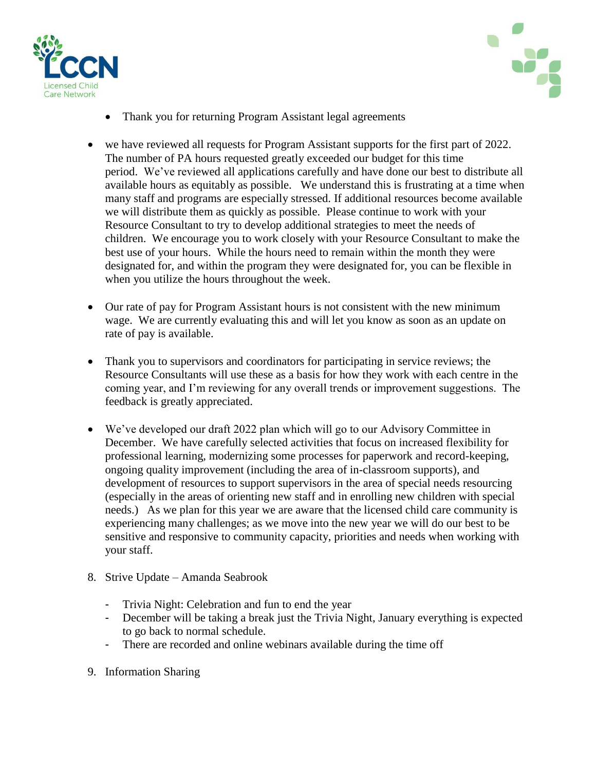- Thank you for returning Program Assistant legal agreements

- we have reviewed all requests for Program Assistant supports for the first part of 2022. The number of PA hours requested greatly exceeded our budget for this time period. We've reviewed all applications carefully and have done our best to distribute all available hours as equitably as possible. We understand this is frustrating at a time when many staff and programs are especially stressed. If additional resources become available we will distribute them as quickly as possible. Please continue to work with your Resource Consultant to try to develop additional strategies to meet the needs of children. We encourage you to work closely with your Resource Consultant to make the best use of your hours. While the hours need to remain within the month they were designated for, and within the program they were designated for, you can be flexible in when you utilize the hours throughout the week.

- Our rate of pay for Program Assistant hours is not consistent with the new minimum wage. We are currently evaluating this and will let you know as soon as an update on rate of pay is available.

- Thank you to supervisors and coordinators for participating in service reviews; the Resource Consultants will use these as a basis for how they work with each centre in the coming year, and I'm reviewing for any overall trends or improvement suggestions. The feedback is greatly appreciated.

- We've developed our draft 2022 plan which will go to our Advisory Committee in December. We have carefully selected activities that focus on increased flexibility for professional learning, modernizing some processes for paperwork and record-keeping, ongoing quality improvement (including the area of in-classroom supports), and development of resources to support supervisors in the area of special needs resourcing (especially in the areas of orienting new staff and in enrolling new children with special needs.) As we plan for this year we are aware that the licensed child care community is experiencing many challenges; as we move into the new year we will do our best to be sensitive and responsive to community capacity, priorities and needs when working with your staff.

8. Strive Update – Amanda Seabrook

   - Trivia Night: Celebration and fun to end the year
   - December will be taking a break just the Trivia Night, January everything is expected to go back to normal schedule.
   - There are recorded and online webinars available during the time off

9. Information Sharing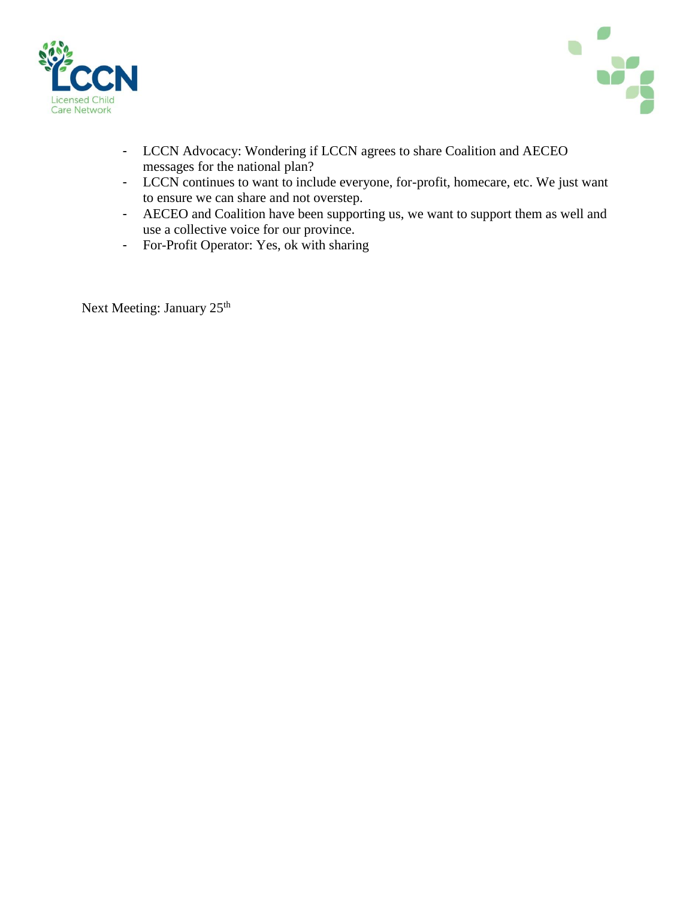- LCCN Advocacy: Wondering if LCCN agrees to share Coalition and AECEO messages for the national plan?
- LCCN continues to want to include everyone, for-profit, homecare, etc. We just want to ensure we can share and not overstep.
- AECEO and Coalition have been supporting us, we want to support them as well and use a collective voice for our province.
- For-Profit Operator: Yes, ok with sharing

Next Meeting: January 25th